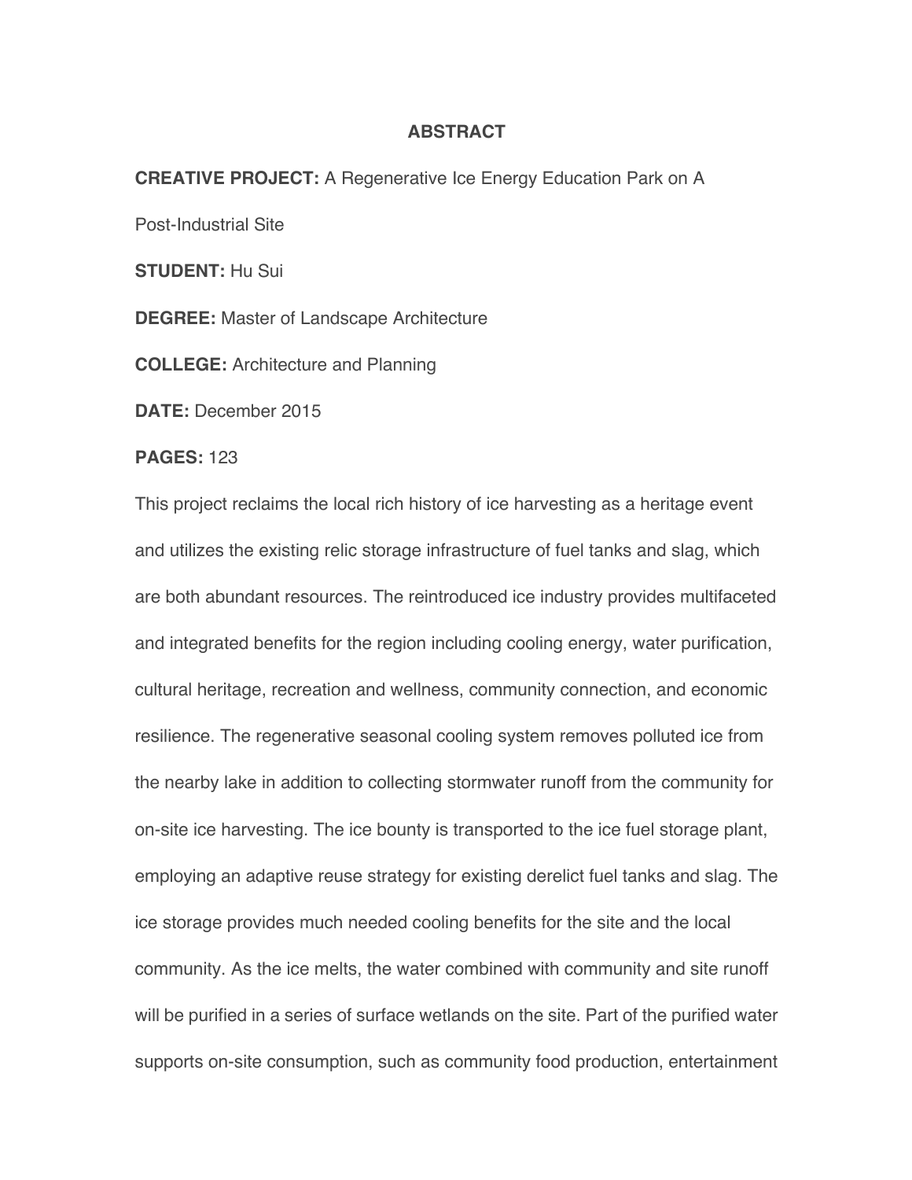# ABSTRACT

**CREATIVE PROJECT:** A Regenerative Ice Energy Education Park on A Post-Industrial Site

**STUDENT:** Hu Sui

**DEGREE:** Master of Landscape Architecture

**COLLEGE:** Architecture and Planning

**DATE:** December 2015

**PAGES:** 123

This project reclaims the local rich history of ice harvesting as a heritage event and utilizes the existing relic storage infrastructure of fuel tanks and slag, which are both abundant resources. The reintroduced ice industry provides multifaceted and integrated benefits for the region including cooling energy, water purification, cultural heritage, recreation and wellness, community connection, and economic resilience. The regenerative seasonal cooling system removes polluted ice from the nearby lake in addition to collecting stormwater runoff from the community for on-site ice harvesting. The ice bounty is transported to the ice fuel storage plant, employing an adaptive reuse strategy for existing derelict fuel tanks and slag. The ice storage provides much needed cooling benefits for the site and the local community. As the ice melts, the water combined with community and site runoff will be purified in a series of surface wetlands on the site. Part of the purified water supports on-site consumption, such as community food production, entertainment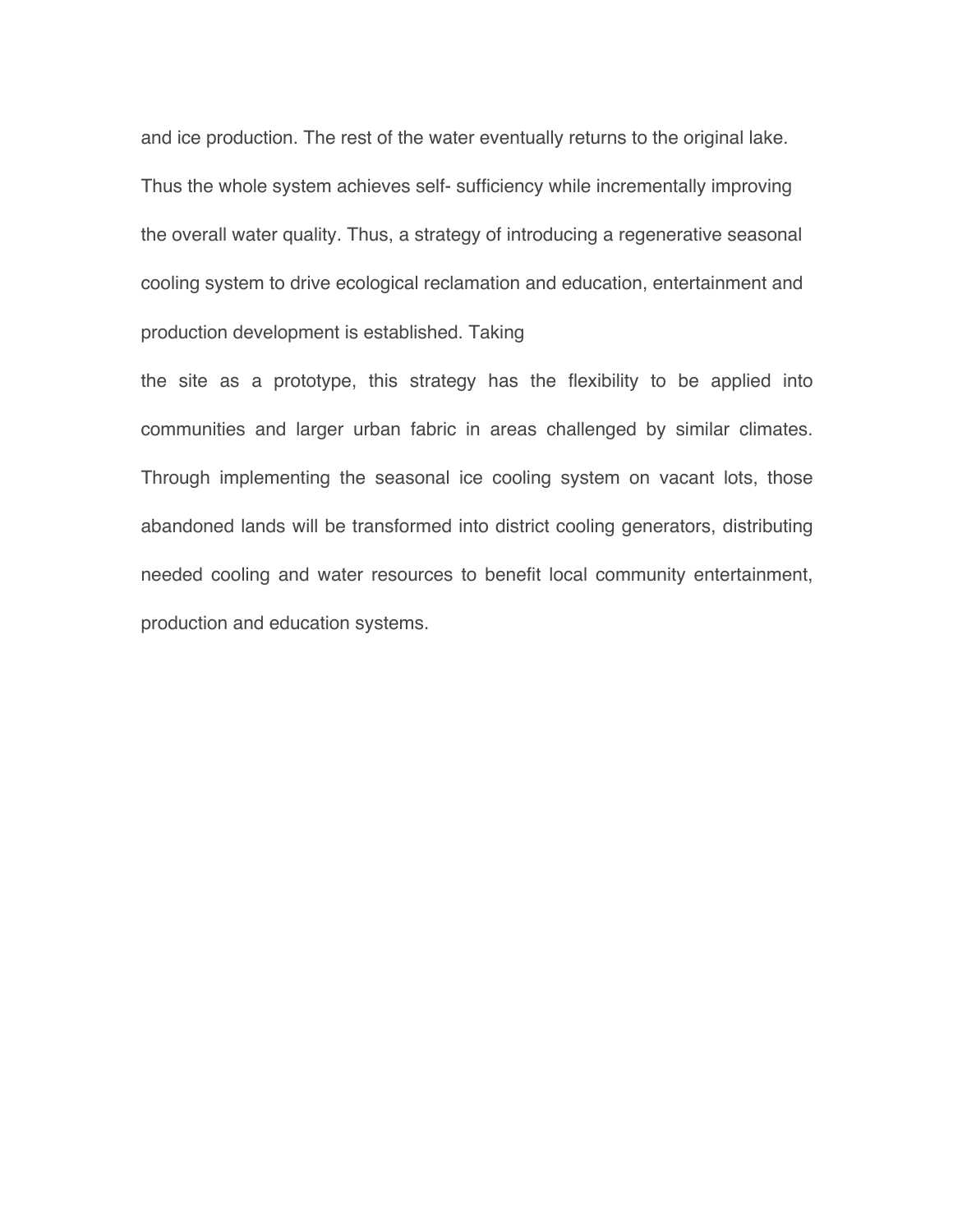and ice production. The rest of the water eventually returns to the original lake. Thus the whole system achieves self- sufficiency while incrementally improving the overall water quality. Thus, a strategy of introducing a regenerative seasonal cooling system to drive ecological reclamation and education, entertainment and production development is established. Taking

the site as a prototype, this strategy has the flexibility to be applied into communities and larger urban fabric in areas challenged by similar climates. Through implementing the seasonal ice cooling system on vacant lots, those abandoned lands will be transformed into district cooling generators, distributing needed cooling and water resources to benefit local community entertainment, production and education systems.